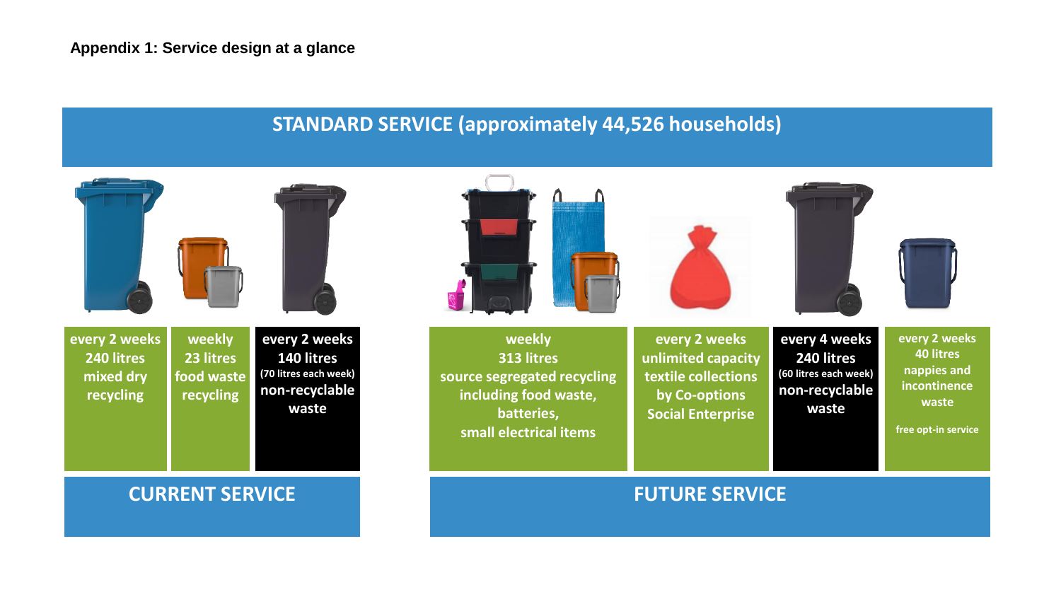**Appendix 1: Service design at a glance**

## STANDARD SERVICE (approximately 44,526 households)

### CURRENT SERVICE

| every 2 weeks 240 litres mixed dry recycling | weekly 23 litres food waste recycling | every 2 weeks 140 litres (70 litres each week) non-recyclable waste |
|---|---|---|

### FUTURE SERVICE

| weekly 313 litres source segregated recycling including food waste, batteries, small electrical items | every 2 weeks unlimited capacity textile collections by Co-options Social Enterprise | every 4 weeks 240 litres (60 litres each week) non-recyclable waste | every 2 weeks 40 litres nappies and incontinence waste free opt-in service |
|---|---|---|---|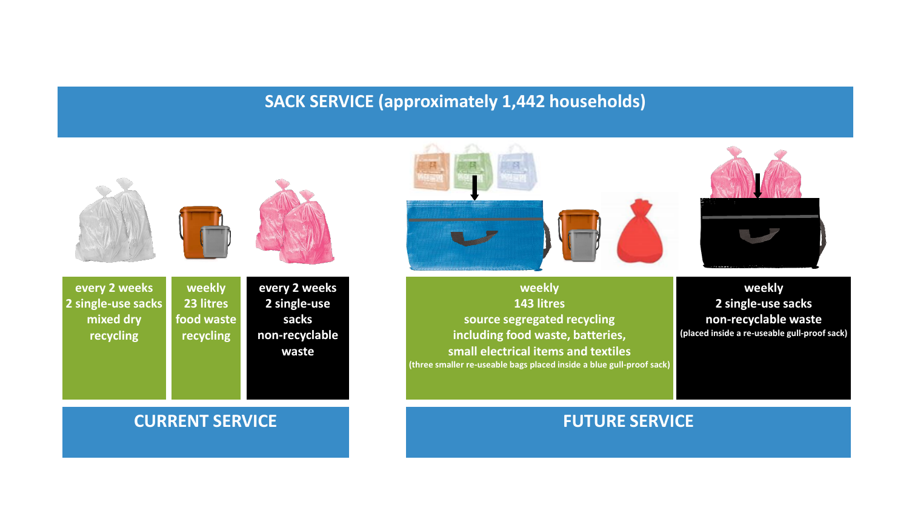# SACK SERVICE (approximately 1,442 households)

## CURRENT SERVICE

| every 2 weeks<br>2 single-use sacks<br>mixed dry recycling | weekly<br>23 litres<br>food waste recycling | every 2 weeks<br>2 single-use sacks<br>non-recyclable waste |
|---|---|---|

## FUTURE SERVICE

| weekly<br>143 litres<br>source segregated recycling including food waste, batteries, small electrical items and textiles<br>(three smaller re-useable bags placed inside a blue gull-proof sack) | weekly<br>2 single-use sacks<br>non-recyclable waste<br>(placed inside a re-useable gull-proof sack) |
|---|---|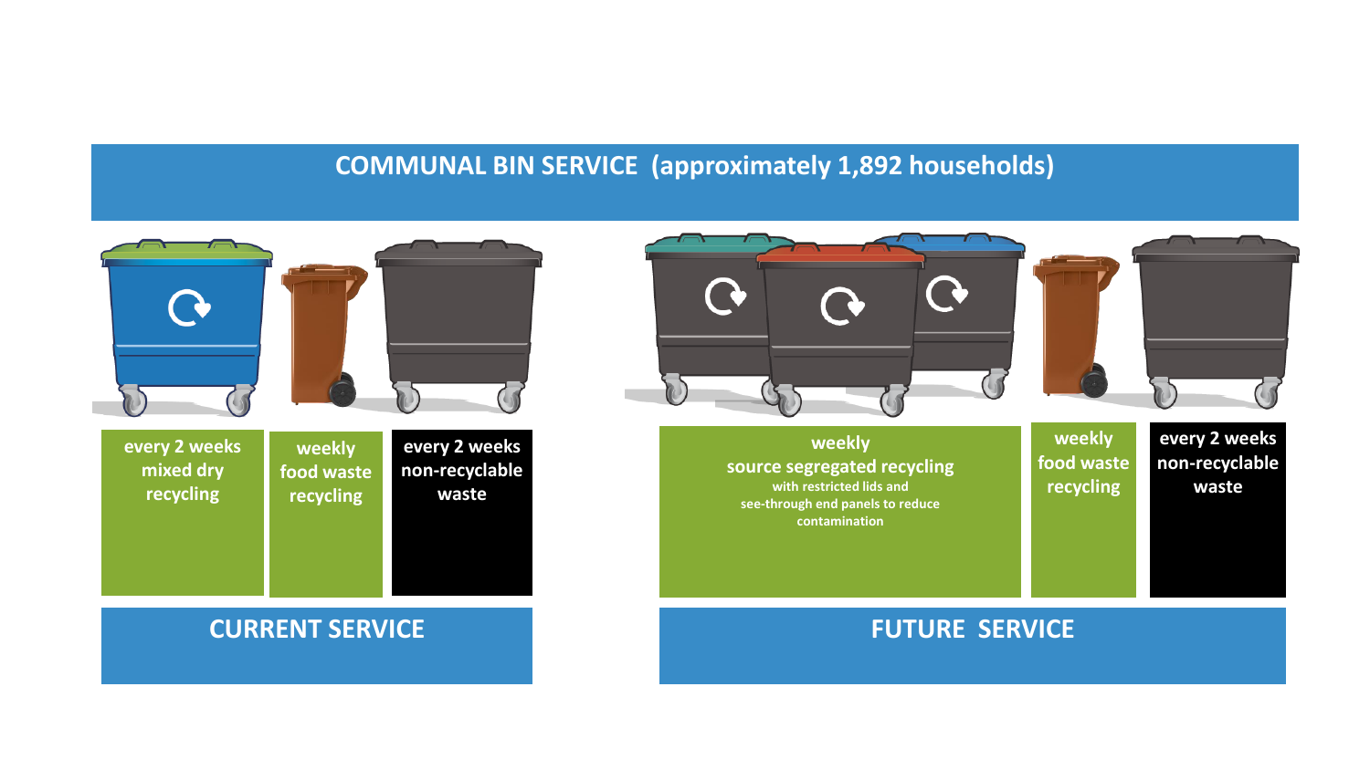## COMMUNAL BIN SERVICE (approximately 1,892 households)

every 2 weeks mixed dry recycling

weekly food waste recycling

every 2 weeks non-recyclable waste

**CURRENT SERVICE**

weekly source segregated recycling
with restricted lids and see-through end panels to reduce contamination

weekly food waste recycling

every 2 weeks non-recyclable waste

**FUTURE SERVICE**